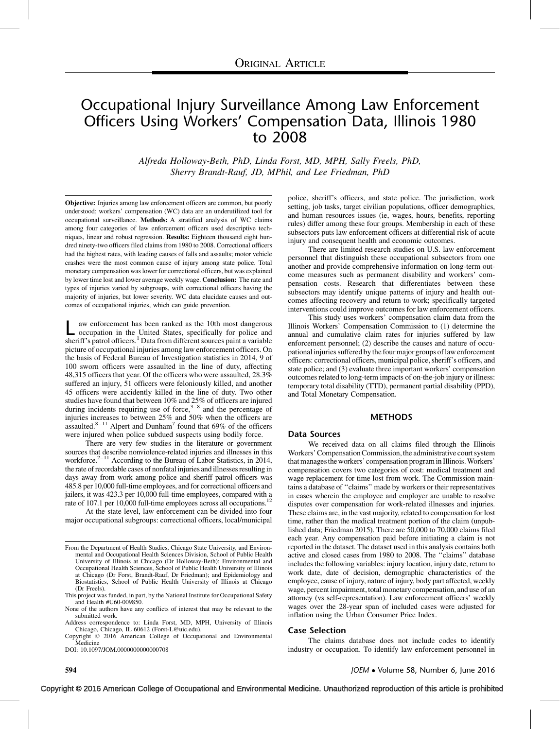Original Article

# Occupational Injury Surveillance Among Law Enforcement Officers Using Workers' Compensation Data, Illinois 1980 to 2008

*Alfreda Holloway-Beth, PhD, Linda Forst, MD, MPH, Sally Freels, PhD, Sherry Brandt-Rauf, JD, MPhil, and Lee Friedman, PhD*

**Objective:** Injuries among law enforcement officers are common, but poorly understood; workers' compensation (WC) data are an underutilized tool for occupational surveillance. **Methods:** A stratified analysis of WC claims among four categories of law enforcement officers used descriptive techniques, linear and robust regression. **Results:** Eighteen thousand eight hundred ninety-two officers filed claims from 1980 to 2008. Correctional officers had the highest rates, with leading causes of falls and assaults; motor vehicle crashes were the most common cause of injury among state police. Total monetary compensation was lower for correctional officers, but was explained by lower time lost and lower average weekly wage. **Conclusion:** The rate and types of injuries varied by subgroups, with correctional officers having the majority of injuries, but lower severity. WC data elucidate causes and outcomes of occupational injuries, which can guide prevention.

Law enforcement has been ranked as the 10th most dangerous occupation in the United States, specifically for police and sheriff's patrol officers.[1] Data from different sources paint a variable picture of occupational injuries among law enforcement officers. On the basis of Federal Bureau of Investigation statistics in 2014, 9 of 100 sworn officers were assaulted in the line of duty, affecting 48,315 officers that year. Of the officers who were assaulted, 28.3% suffered an injury, 51 officers were feloniously killed, and another 45 officers were accidently killed in the line of duty. Two other studies have found that between 10% and 25% of officers are injured during incidents requiring use of force,[3–8] and the percentage of injuries increases to between 25% and 50% when the officers are assaulted.[8–11] Alpert and Dunham[7] found that 69% of the officers were injured when police subdued suspects using bodily force.

There are very few studies in the literature or government sources that describe nonviolence-related injuries and illnesses in this workforce.[2–11] According to the Bureau of Labor Statistics, in 2014, the rate of recordable cases of nonfatal injuries and illnesses resulting in days away from work among police and sheriff patrol officers was 485.8 per 10,000 full-time employees, and for correctional officers and jailers, it was 423.3 per 10,000 full-time employees, compared with a rate of 107.1 per 10,000 full-time employees across all occupations.[12]

At the state level, law enforcement can be divided into four major occupational subgroups: correctional officers, local/municipal police, sheriff's officers, and state police. The jurisdiction, work setting, job tasks, target civilian populations, officer demographics, and human resources issues (ie, wages, hours, benefits, reporting rules) differ among these four groups. Membership in each of these subsectors puts law enforcement officers at differential risk of acute injury and consequent health and economic outcomes.

There are limited research studies on U.S. law enforcement personnel that distinguish these occupational subsectors from one another and provide comprehensive information on long-term outcome measures such as permanent disability and workers' compensation costs. Research that differentiates between these subsectors may identify unique patterns of injury and health outcomes affecting recovery and return to work; specifically targeted interventions could improve outcomes for law enforcement officers.

This study uses workers' compensation claim data from the Illinois Workers' Compensation Commission to (1) determine the annual and cumulative claim rates for injuries suffered by law enforcement personnel; (2) describe the causes and nature of occupational injuries suffered by the four major groups of law enforcement officers: correctional officers, municipal police, sheriff's officers, and state police; and (3) evaluate three important workers' compensation outcomes related to long-term impacts of on-the-job injury or illness: temporary total disability (TTD), permanent partial disability (PPD), and Total Monetary Compensation.

## METHODS

### Data Sources

We received data on all claims filed through the Illinois Workers' Compensation Commission, the administrative court system that manages the workers' compensation program in Illinois. Workers' compensation covers two categories of cost: medical treatment and wage replacement for time lost from work. The Commission maintains a database of "claims" made by workers or their representatives in cases wherein the employee and employer are unable to resolve disputes over compensation for work-related illnesses and injuries. These claims are, in the vast majority, related to compensation for lost time, rather than the medical treatment portion of the claim (unpublished data; Friedman 2015). There are 50,000 to 70,000 claims filed each year. Any compensation paid before initiating a claim is not reported in the dataset. The dataset used in this analysis contains both active and closed cases from 1980 to 2008. The "claims" database includes the following variables: injury location, injury date, return to work date, date of decision, demographic characteristics of the employee, cause of injury, nature of injury, body part affected, weekly wage, percent impairment, total monetary compensation, and use of an attorney (vs self-representation). Law enforcement officers' weekly wages over the 28-year span of included cases were adjusted for inflation using the Urban Consumer Price Index.

### Case Selection

The claims database does not include codes to identify industry or occupation. To identify law enforcement personnel in

From the Department of Health Studies, Chicago State University, and Environmental and Occupational Health Sciences Division, School of Public Health University of Illinois at Chicago (Dr Holloway-Beth); Environmental and Occupational Health Sciences, School of Public Health University of Illinois at Chicago (Dr Forst, Brandt-Rauf, Dr Friedman); and Epidemiology and Biostatistics, School of Public Health University of Illinois at Chicago (Dr Freels).

This project was funded, in part, by the National Institute for Occupational Safety and Health #U60-009850.

None of the authors have any conflicts of interest that may be relevant to the submitted work.

Address correspondence to: Linda Forst, MD, MPH, University of Illinois Chicago, Chicago, IL 60612 (Forst-L@uic.edu).

Copyright © 2016 American College of Occupational and Environmental Medicine

DOI: 10.1097/JOM.0000000000000708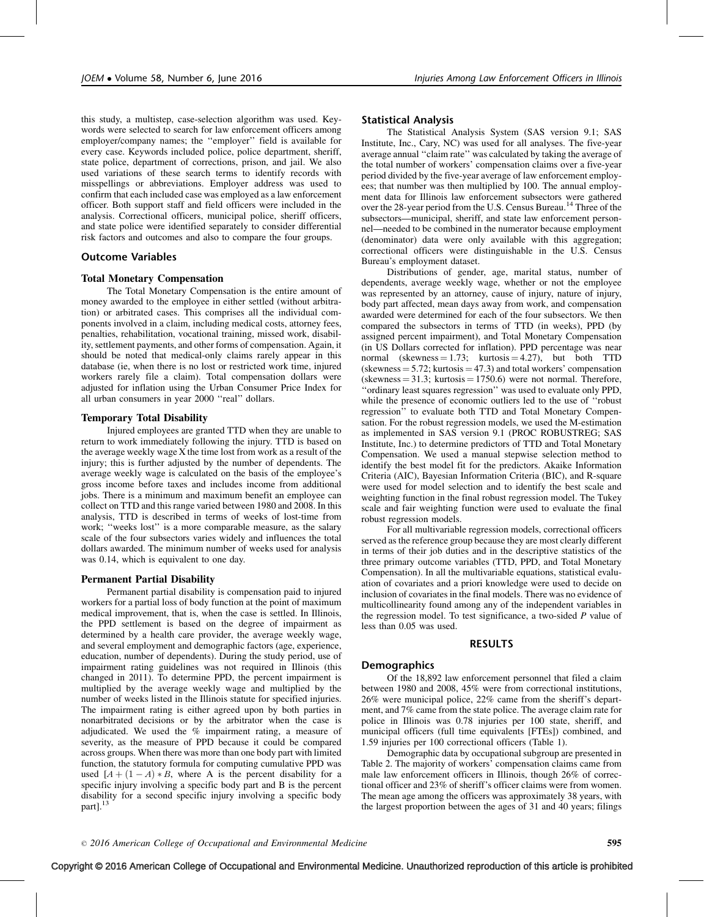this study, a multistep, case-selection algorithm was used. Keywords were selected to search for law enforcement officers among employer/company names; the ''employer'' field is available for every case. Keywords included police, police department, sheriff, state police, department of corrections, prison, and jail. We also used variations of these search terms to identify records with misspellings or abbreviations. Employer address was used to confirm that each included case was employed as a law enforcement officer. Both support staff and field officers were included in the analysis. Correctional officers, municipal police, sheriff officers, and state police were identified separately to consider differential risk factors and outcomes and also to compare the four groups.

## Outcome Variables

### Total Monetary Compensation

The Total Monetary Compensation is the entire amount of money awarded to the employee in either settled (without arbitration) or arbitrated cases. This comprises all the individual components involved in a claim, including medical costs, attorney fees, penalties, rehabilitation, vocational training, missed work, disability, settlement payments, and other forms of compensation. Again, it should be noted that medical-only claims rarely appear in this database (ie, when there is no lost or restricted work time, injured workers rarely file a claim). Total compensation dollars were adjusted for inflation using the Urban Consumer Price Index for all urban consumers in year 2000 ''real'' dollars.

### Temporary Total Disability

Injured employees are granted TTD when they are unable to return to work immediately following the injury. TTD is based on the average weekly wage X the time lost from work as a result of the injury; this is further adjusted by the number of dependents. The average weekly wage is calculated on the basis of the employee's gross income before taxes and includes income from additional jobs. There is a minimum and maximum benefit an employee can collect on TTD and this range varied between 1980 and 2008. In this analysis, TTD is described in terms of weeks of lost-time from work; ''weeks lost'' is a more comparable measure, as the salary scale of the four subsectors varies widely and influences the total dollars awarded. The minimum number of weeks used for analysis was 0.14, which is equivalent to one day.

### Permanent Partial Disability

Permanent partial disability is compensation paid to injured workers for a partial loss of body function at the point of maximum medical improvement, that is, when the case is settled. In Illinois, the PPD settlement is based on the degree of impairment as determined by a health care provider, the average weekly wage, and several employment and demographic factors (age, experience, education, number of dependents). During the study period, use of impairment rating guidelines was not required in Illinois (this changed in 2011). To determine PPD, the percent impairment is multiplied by the average weekly wage and multiplied by the number of weeks listed in the Illinois statute for specified injuries. The impairment rating is either agreed upon by both parties in nonarbitrated decisions or by the arbitrator when the case is adjudicated. We used the % impairment rating, a measure of severity, as the measure of PPD because it could be compared across groups. When there was more than one body part with limited function, the statutory formula for computing cumulative PPD was used $[A + (1 - A) * B$, where A is the percent disability for a specific injury involving a specific body part and B is the percent disability for a second specific injury involving a specific body part].[13]

## Statistical Analysis

The Statistical Analysis System (SAS version 9.1; SAS Institute, Inc., Cary, NC) was used for all analyses. The five-year average annual ''claim rate'' was calculated by taking the average of the total number of workers' compensation claims over a five-year period divided by the five-year average of law enforcement employees; that number was then multiplied by 100. The annual employment data for Illinois law enforcement subsectors were gathered over the 28-year period from the U.S. Census Bureau.[14] Three of the subsectors—municipal, sheriff, and state law enforcement personnel—needed to be combined in the numerator because employment (denominator) data were only available with this aggregation; correctional officers were distinguishable in the U.S. Census Bureau's employment dataset.

Distributions of gender, age, marital status, number of dependents, average weekly wage, whether or not the employee was represented by an attorney, cause of injury, nature of injury, body part affected, mean days away from work, and compensation awarded were determined for each of the four subsectors. We then compared the subsectors in terms of TTD (in weeks), PPD (by assigned percent impairment), and Total Monetary Compensation (in US Dollars corrected for inflation). PPD percentage was near normal (skewness = 1.73; kurtosis = 4.27), but both TTD (skewness = 5.72; kurtosis = 47.3) and total workers' compensation (skewness = 31.3; kurtosis = 1750.6) were not normal. Therefore, ''ordinary least squares regression'' was used to evaluate only PPD, while the presence of economic outliers led to the use of ''robust regression'' to evaluate both TTD and Total Monetary Compensation. For the robust regression models, we used the M-estimation as implemented in SAS version 9.1 (PROC ROBUSTREG; SAS Institute, Inc.) to determine predictors of TTD and Total Monetary Compensation. We used a manual stepwise selection method to identify the best model fit for the predictors. Akaike Information Criteria (AIC), Bayesian Information Criteria (BIC), and R-square were used for model selection and to identify the best scale and weighting function in the final robust regression model. The Tukey scale and fair weighting function were used to evaluate the final robust regression models.

For all multivariable regression models, correctional officers served as the reference group because they are most clearly different in terms of their job duties and in the descriptive statistics of the three primary outcome variables (TTD, PPD, and Total Monetary Compensation). In all the multivariable equations, statistical evaluation of covariates and a priori knowledge were used to decide on inclusion of covariates in the final models. There was no evidence of multicollinearity found among any of the independent variables in the regression model. To test significance, a two-sided $P$ value of less than 0.05 was used.

# RESULTS

## Demographics

Of the 18,892 law enforcement personnel that filed a claim between 1980 and 2008, 45% were from correctional institutions, 26% were municipal police, 22% came from the sheriff's department, and 7% came from the state police. The average claim rate for police in Illinois was 0.78 injuries per 100 state, sheriff, and municipal officers (full time equivalents [FTEs]) combined, and 1.59 injuries per 100 correctional officers (Table 1).

Demographic data by occupational subgroup are presented in Table 2. The majority of workers' compensation claims came from male law enforcement officers in Illinois, though 26% of correctional officer and 23% of sheriff's officer claims were from women. The mean age among the officers was approximately 38 years, with the largest proportion between the ages of 31 and 40 years; filings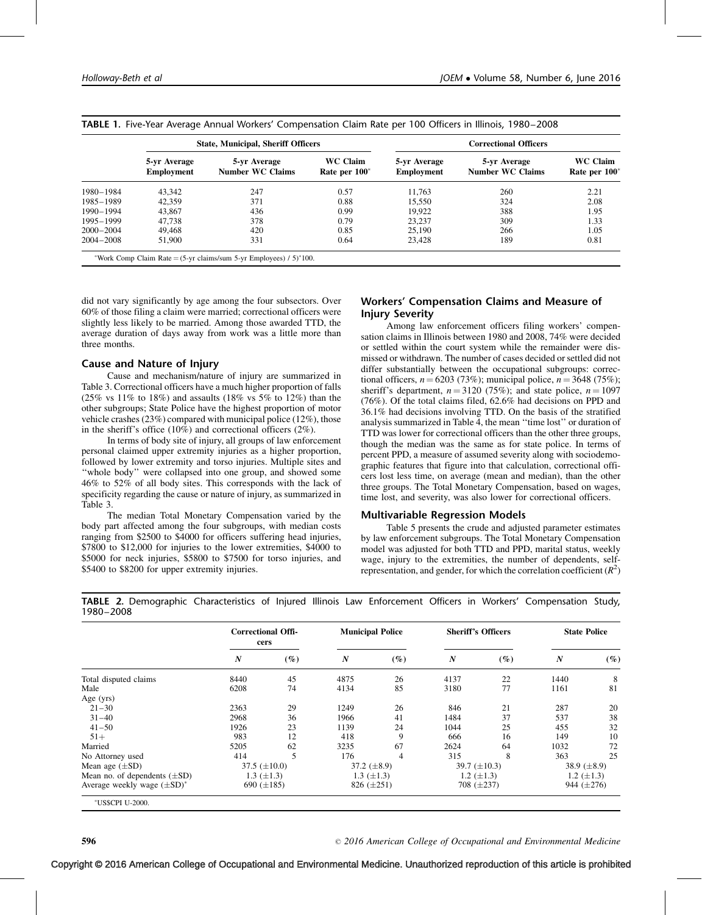**TABLE 1.** Five-Year Average Annual Workers' Compensation Claim Rate per 100 Officers in Illinois, 1980–2008

| | State, Municipal, Sheriff Officers | | | Correctional Officers | | |
|---|---|---|---|---|---|---|
| | 5-yr Average Employment | 5-yr Average Number WC Claims | WC Claim Rate per 100* | 5-yr Average Employment | 5-yr Average Number WC Claims | WC Claim Rate per 100* |
| 1980–1984 | 43,342 | 247 | 0.57 | 11,763 | 260 | 2.21 |
| 1985–1989 | 42,359 | 371 | 0.88 | 15,550 | 324 | 2.08 |
| 1990–1994 | 43,867 | 436 | 0.99 | 19,922 | 388 | 1.95 |
| 1995–1999 | 47,738 | 378 | 0.79 | 23,237 | 309 | 1.33 |
| 2000–2004 | 49,468 | 420 | 0.85 | 25,190 | 266 | 1.05 |
| 2004–2008 | 51,900 | 331 | 0.64 | 23,428 | 189 | 0.81 |

*Work Comp Claim Rate = (5-yr claims/sum 5-yr Employees) / 5)*100.

did not vary significantly by age among the four subsectors. Over 60% of those filing a claim were married; correctional officers were slightly less likely to be married. Among those awarded TTD, the average duration of days away from work was a little more than three months.

### Cause and Nature of Injury

Cause and mechanism/nature of injury are summarized in Table 3. Correctional officers have a much higher proportion of falls (25% vs 11% to 18%) and assaults (18% vs 5% to 12%) than the other subgroups; State Police have the highest proportion of motor vehicle crashes (23%) compared with municipal police (12%), those in the sheriff's office (10%) and correctional officers (2%).

In terms of body site of injury, all groups of law enforcement personal claimed upper extremity injuries as a higher proportion, followed by lower extremity and torso injuries. Multiple sites and "whole body" were collapsed into one group, and showed some 46% to 52% of all body sites. This corresponds with the lack of specificity regarding the cause or nature of injury, as summarized in Table 3.

The median Total Monetary Compensation varied by the body part affected among the four subgroups, with median costs ranging from \$2500 to \$4000 for officers suffering head injuries, \$7800 to \$12,000 for injuries to the lower extremities, \$4000 to \$5000 for neck injuries, \$5800 to \$7500 for torso injuries, and \$5400 to \$8200 for upper extremity injuries.

### Workers' Compensation Claims and Measure of Injury Severity

Among law enforcement officers filing workers' compensation claims in Illinois between 1980 and 2008, 74% were decided or settled within the court system while the remainder were dismissed or withdrawn. The number of cases decided or settled did not differ substantially between the occupational subgroups: correctional officers, $n = 6203$ (73%); municipal police, $n = 3648$ (75%); sheriff's department, $n = 3120$ (75%); and state police, $n = 1097$ (76%). Of the total claims filed, 62.6% had decisions on PPD and 36.1% had decisions involving TTD. On the basis of the stratified analysis summarized in Table 4, the mean "time lost" or duration of TTD was lower for correctional officers than the other three groups, though the median was the same as for state police. In terms of percent PPD, a measure of assumed severity along with sociodemographic features that figure into that calculation, correctional officers lost less time, on average (mean and median), than the other three groups. The Total Monetary Compensation, based on wages, time lost, and severity, was also lower for correctional officers.

### Multivariable Regression Models

Table 5 presents the crude and adjusted parameter estimates by law enforcement subgroups. The Total Monetary Compensation model was adjusted for both TTD and PPD, marital status, weekly wage, injury to the extremities, the number of dependents, self-representation, and gender, for which the correlation coefficient ($R^2$)

**TABLE 2.** Demographic Characteristics of Injured Illinois Law Enforcement Officers in Workers' Compensation Study, 1980–2008

| | Correctional Officers | | Municipal Police | | Sheriff's Officers | | State Police | |
|---|---|---|---|---|---|---|---|---|
| | *N* | (%) | *N* | (%) | *N* | (%) | *N* | (%) |
| Total disputed claims | 8440 | 45 | 4875 | 26 | 4137 | 22 | 1440 | 8 |
| Male | 6208 | 74 | 4134 | 85 | 3180 | 77 | 1161 | 81 |
| Age (yrs) | | | | | | | | |
| 21–30 | 2363 | 29 | 1249 | 26 | 846 | 21 | 287 | 20 |
| 31–40 | 2968 | 36 | 1966 | 41 | 1484 | 37 | 537 | 38 |
| 41–50 | 1926 | 23 | 1139 | 24 | 1044 | 25 | 455 | 32 |
| 51+ | 983 | 12 | 418 | 9 | 666 | 16 | 149 | 10 |
| Married | 5205 | 62 | 3235 | 67 | 2624 | 64 | 1032 | 72 |
| No Attorney used | 414 | 5 | 176 | 4 | 315 | 8 | 363 | 25 |
| Mean age (±SD) | 37.5 (±10.0) | | 37.2 (±8.9) | | 39.7 (±10.3) | | 38.9 (±8.9) | |
| Mean no. of dependents (±SD) | 1.3 (±1.3) | | 1.3 (±1.3) | | 1.2 (±1.3) | | 1.2 (±1.3) | |
| Average weekly wage (±SD)* | 690 (±185) | | 826 (±251) | | 708 (±237) | | 944 (±276) | |

*US\$CPI U-2000.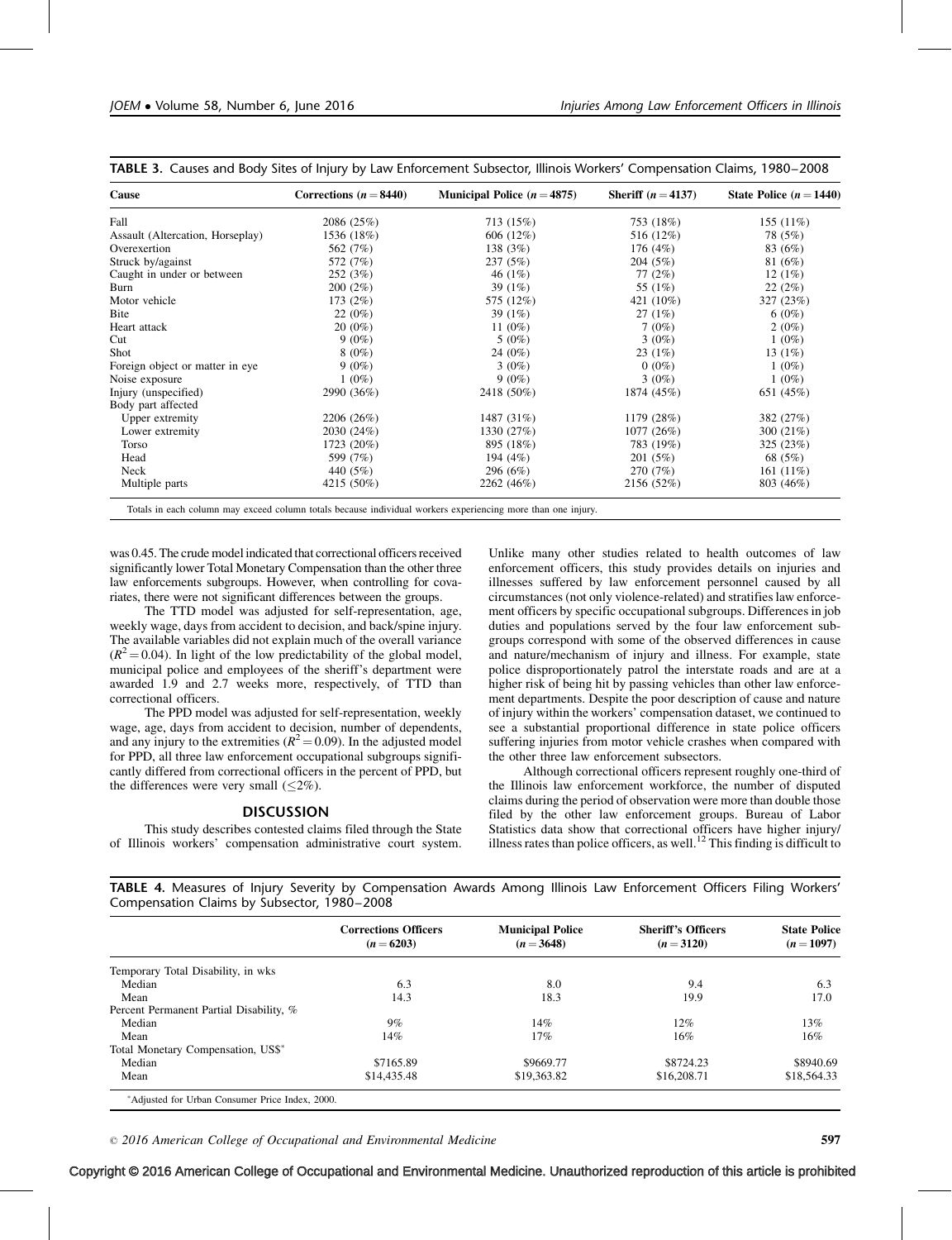**TABLE 3.** Causes and Body Sites of Injury by Law Enforcement Subsector, Illinois Workers' Compensation Claims, 1980–2008

| Cause | Corrections ($n = 8440$) | Municipal Police ($n = 4875$) | Sheriff ($n = 4137$) | State Police ($n = 1440$) |
|---|---|---|---|---|
| Fall | 2086 (25%) | 713 (15%) | 753 (18%) | 155 (11%) |
| Assault (Altercation, Horseplay) | 1536 (18%) | 606 (12%) | 516 (12%) | 78 (5%) |
| Overexertion | 562 (7%) | 138 (3%) | 176 (4%) | 83 (6%) |
| Struck by/against | 572 (7%) | 237 (5%) | 204 (5%) | 81 (6%) |
| Caught in under or between | 252 (3%) | 46 (1%) | 77 (2%) | 12 (1%) |
| Burn | 200 (2%) | 39 (1%) | 55 (1%) | 22 (2%) |
| Motor vehicle | 173 (2%) | 575 (12%) | 421 (10%) | 327 (23%) |
| Bite | 22 (0%) | 39 (1%) | 27 (1%) | 6 (0%) |
| Heart attack | 20 (0%) | 11 (0%) | 7 (0%) | 2 (0%) |
| Cut | 9 (0%) | 5 (0%) | 3 (0%) | 1 (0%) |
| Shot | 8 (0%) | 24 (0%) | 23 (1%) | 13 (1%) |
| Foreign object or matter in eye | 9 (0%) | 3 (0%) | 0 (0%) | 1 (0%) |
| Noise exposure | 1 (0%) | 9 (0%) | 3 (0%) | 1 (0%) |
| Injury (unspecified) | 2990 (36%) | 2418 (50%) | 1874 (45%) | 651 (45%) |
| Body part affected | | | | |
| Upper extremity | 2206 (26%) | 1487 (31%) | 1179 (28%) | 382 (27%) |
| Lower extremity | 2030 (24%) | 1330 (27%) | 1077 (26%) | 300 (21%) |
| Torso | 1723 (20%) | 895 (18%) | 783 (19%) | 325 (23%) |
| Head | 599 (7%) | 194 (4%) | 201 (5%) | 68 (5%) |
| Neck | 440 (5%) | 296 (6%) | 270 (7%) | 161 (11%) |
| Multiple parts | 4215 (50%) | 2262 (46%) | 2156 (52%) | 803 (46%) |

Totals in each column may exceed column totals because individual workers experiencing more than one injury.

was 0.45. The crude model indicated that correctional officers received significantly lower Total Monetary Compensation than the other three law enforcements subgroups. However, when controlling for covariates, there were not significant differences between the groups.

The TTD model was adjusted for self-representation, age, weekly wage, days from accident to decision, and back/spine injury. The available variables did not explain much of the overall variance ($R^2 = 0.04$). In light of the low predictability of the global model, municipal police and employees of the sheriff's department were awarded 1.9 and 2.7 weeks more, respectively, of TTD than correctional officers.

The PPD model was adjusted for self-representation, weekly wage, age, days from accident to decision, number of dependents, and any injury to the extremities ($R^2 = 0.09$). In the adjusted model for PPD, all three law enforcement occupational subgroups significantly differed from correctional officers in the percent of PPD, but the differences were very small ($\leq 2\%$).

## DISCUSSION

This study describes contested claims filed through the State of Illinois workers' compensation administrative court system. Unlike many other studies related to health outcomes of law enforcement officers, this study provides details on injuries and illnesses suffered by law enforcement personnel caused by all circumstances (not only violence-related) and stratifies law enforcement officers by specific occupational subgroups. Differences in job duties and populations served by the four law enforcement subgroups correspond with some of the observed differences in cause and nature/mechanism of injury and illness. For example, state police disproportionately patrol the interstate roads and are at a higher risk of being hit by passing vehicles than other law enforcement departments. Despite the poor description of cause and nature of injury within the workers' compensation dataset, we continued to see a substantial proportional difference in state police officers suffering injuries from motor vehicle crashes when compared with the other three law enforcement subsectors.

Although correctional officers represent roughly one-third of the Illinois law enforcement workforce, the number of disputed claims during the period of observation were more than double those filed by the other law enforcement groups. Bureau of Labor Statistics data show that correctional officers have higher injury/illness rates than police officers, as well.[12] This finding is difficult to

**TABLE 4.** Measures of Injury Severity by Compensation Awards Among Illinois Law Enforcement Officers Filing Workers' Compensation Claims by Subsector, 1980–2008

| | Corrections Officers ($n = 6203$) | Municipal Police ($n = 3648$) | Sheriff's Officers ($n = 3120$) | State Police ($n = 1097$) |
|---|---|---|---|---|
| Temporary Total Disability, in wks | | | | |
| Median | 6.3 | 8.0 | 9.4 | 6.3 |
| Mean | 14.3 | 18.3 | 19.9 | 17.0 |
| Percent Permanent Partial Disability, % | | | | |
| Median | 9% | 14% | 12% | 13% |
| Mean | 14% | 17% | 16% | 16% |
| Total Monetary Compensation, US$* | | | | |
| Median | $7165.89 | $9669.77 | $8724.23 | $8940.69 |
| Mean | $14,435.48 | $19,363.82 | $16,208.71 | $18,564.33 |

*Adjusted for Urban Consumer Price Index, 2000.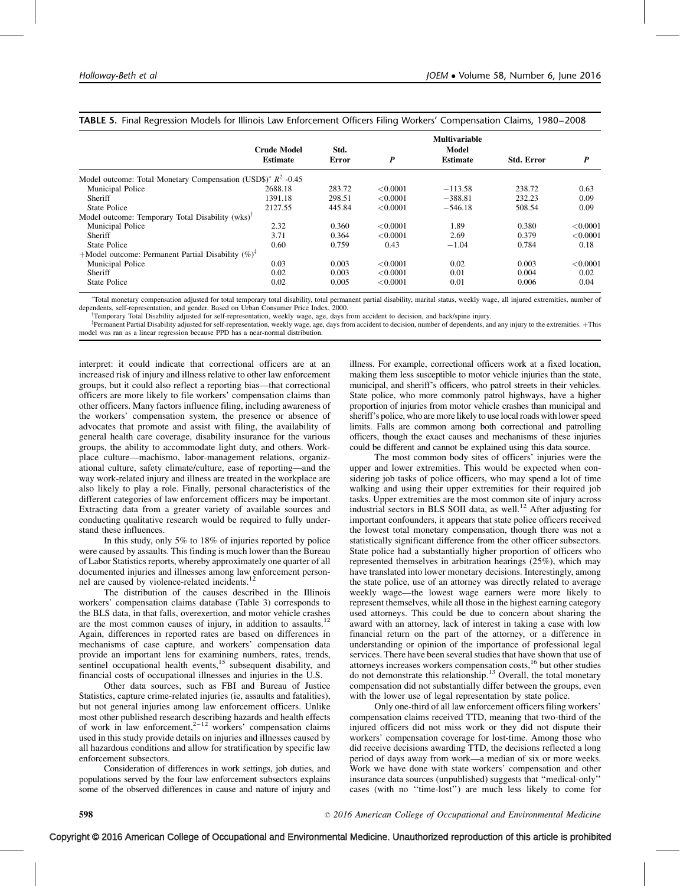TABLE 5. Final Regression Models for Illinois Law Enforcement Officers Filing Workers' Compensation Claims, 1980–2008

| | Crude Model Estimate | Std. Error | $P$ | Multivariable Model Estimate | Std. Error | $P$ |
|---|---|---|---|---|---|---|
| Model outcome: Total Monetary Compensation (USD\$)* $R^2$ -0.45 | | | | | | |
| Municipal Police | 2688.18 | 283.72 | <0.0001 | −113.58 | 238.72 | 0.63 |
| Sheriff | 1391.18 | 298.51 | <0.0001 | −388.81 | 232.23 | 0.09 |
| State Police | 2127.55 | 445.84 | <0.0001 | −546.18 | 508.54 | 0.09 |
| Model outcome: Temporary Total Disability (wks)† | | | | | | |
| Municipal Police | 2.32 | 0.360 | <0.0001 | 1.89 | 0.380 | <0.0001 |
| Sheriff | 3.71 | 0.364 | <0.0001 | 2.69 | 0.379 | <0.0001 |
| State Police | 0.60 | 0.759 | 0.43 | −1.04 | 0.784 | 0.18 |
| +Model outcome: Permanent Partial Disability (%)‡ | | | | | | |
| Municipal Police | 0.03 | 0.003 | <0.0001 | 0.02 | 0.003 | <0.0001 |
| Sheriff | 0.02 | 0.003 | <0.0001 | 0.01 | 0.004 | 0.02 |
| State Police | 0.02 | 0.005 | <0.0001 | 0.01 | 0.006 | 0.04 |

*Total monetary compensation adjusted for total temporary total disability, total permanent partial disability, marital status, weekly wage, all injured extremities, number of dependents, self-representation, and gender. Based on Urban Consumer Price Index, 2000.
†Temporary Total Disability adjusted for self-representation, weekly wage, age, days from accident to decision, and back/spine injury.
‡Permanent Partial Disability adjusted for self-representation, weekly wage, age, days from accident to decision, number of dependents, and any injury to the extremities. +This model was ran as a linear regression because PPD has a near-normal distribution.

interpret: it could indicate that correctional officers are at an increased risk of injury and illness relative to other law enforcement groups, but it could also reflect a reporting bias—that correctional officers are more likely to file workers' compensation claims than other officers. Many factors influence filing, including awareness of the workers' compensation system, the presence or absence of advocates that promote and assist with filing, the availability of general health care coverage, disability insurance for the various groups, the ability to accommodate light duty, and others. Workplace culture—machismo, labor-management relations, organizational culture, safety climate/culture, ease of reporting—and the way work-related injury and illness are treated in the workplace are also likely to play a role. Finally, personal characteristics of the different categories of law enforcement officers may be important. Extracting data from a greater variety of available sources and conducting qualitative research would be required to fully understand these influences.

In this study, only 5% to 18% of injuries reported by police were caused by assaults. This finding is much lower than the Bureau of Labor Statistics reports, whereby approximately one quarter of all documented injuries and illnesses among law enforcement personnel are caused by violence-related incidents.[12]

The distribution of the causes described in the Illinois workers' compensation claims database (Table 3) corresponds to the BLS data, in that falls, overexertion, and motor vehicle crashes are the most common causes of injury, in addition to assaults.[12] Again, differences in reported rates are based on differences in mechanisms of case capture, and workers' compensation data provide an important lens for examining numbers, rates, trends, sentinel occupational health events,[15] subsequent disability, and financial costs of occupational illnesses and injuries in the U.S.

Other data sources, such as FBI and Bureau of Justice Statistics, capture crime-related injuries (ie, assaults and fatalities), but not general injuries among law enforcement officers. Unlike most other published research describing hazards and health effects of work in law enforcement,[2–12] workers' compensation claims used in this study provide details on injuries and illnesses caused by all hazardous conditions and allow for stratification by specific law enforcement subsectors.

Consideration of differences in work settings, job duties, and populations served by the four law enforcement subsectors explains some of the observed differences in cause and nature of injury and illness. For example, correctional officers work at a fixed location, making them less susceptible to motor vehicle injuries than the state, municipal, and sheriff's officers, who patrol streets in their vehicles. State police, who more commonly patrol highways, have a higher proportion of injuries from motor vehicle crashes than municipal and sheriff's police, who are more likely to use local roads with lower speed limits. Falls are common among both correctional and patrolling officers, though the exact causes and mechanisms of these injuries could be different and cannot be explained using this data source.

The most common body sites of officers' injuries were the upper and lower extremities. This would be expected when considering job tasks of police officers, who may spend a lot of time walking and using their upper extremities for their required job tasks. Upper extremities are the most common site of injury across industrial sectors in BLS SOII data, as well.[12] After adjusting for important confounders, it appears that state police officers received the lowest total monetary compensation, though there was not a statistically significant difference from the other officer subsectors. State police had a substantially higher proportion of officers who represented themselves in arbitration hearings (25%), which may have translated into lower monetary decisions. Interestingly, among the state police, use of an attorney was directly related to average weekly wage—the lowest wage earners were more likely to represent themselves, while all those in the highest earning category used attorneys. This could be due to concern about sharing the award with an attorney, lack of interest in taking a case with low financial return on the part of the attorney, or a difference in understanding or opinion of the importance of professional legal services. There have been several studies that have shown that use of attorneys increases workers compensation costs,[16] but other studies do not demonstrate this relationship.[13] Overall, the total monetary compensation did not substantially differ between the groups, even with the lower use of legal representation by state police.

Only one-third of all law enforcement officers filing workers' compensation claims received TTD, meaning that two-third of the injured officers did not miss work or they did not dispute their workers' compensation coverage for lost-time. Among those who did receive decisions awarding TTD, the decisions reflected a long period of days away from work—a median of six or more weeks. Work we have done with state workers' compensation and other insurance data sources (unpublished) suggests that "medical-only" cases (with no "time-lost") are much less likely to come for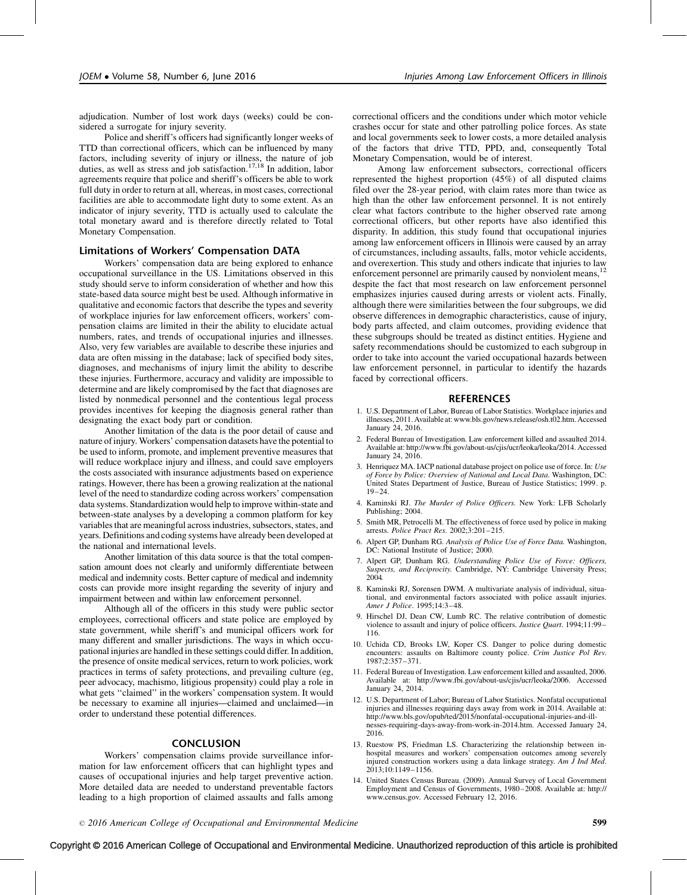adjudication. Number of lost work days (weeks) could be considered a surrogate for injury severity.

Police and sheriff's officers had significantly longer weeks of TTD than correctional officers, which can be influenced by many factors, including severity of injury or illness, the nature of job duties, as well as stress and job satisfaction.[17,18] In addition, labor agreements require that police and sheriff's officers be able to work full duty in order to return at all, whereas, in most cases, correctional facilities are able to accommodate light duty to some extent. As an indicator of injury severity, TTD is actually used to calculate the total monetary award and is therefore directly related to Total Monetary Compensation.

## Limitations of Workers' Compensation DATA

Workers' compensation data are being explored to enhance occupational surveillance in the US. Limitations observed in this study should serve to inform consideration of whether and how this state-based data source might best be used. Although informative in qualitative and economic factors that describe the types and severity of workplace injuries for law enforcement officers, workers' compensation claims are limited in their the ability to elucidate actual numbers, rates, and trends of occupational injuries and illnesses. Also, very few variables are available to describe these injuries and data are often missing in the database; lack of specified body sites, diagnoses, and mechanisms of injury limit the ability to describe these injuries. Furthermore, accuracy and validity are impossible to determine and are likely compromised by the fact that diagnoses are listed by nonmedical personnel and the contentious legal process provides incentives for keeping the diagnosis general rather than designating the exact body part or condition.

Another limitation of the data is the poor detail of cause and nature of injury. Workers' compensation datasets have the potential to be used to inform, promote, and implement preventive measures that will reduce workplace injury and illness, and could save employers the costs associated with insurance adjustments based on experience ratings. However, there has been a growing realization at the national level of the need to standardize coding across workers' compensation data systems. Standardization would help to improve within-state and between-state analyses by a developing a common platform for key variables that are meaningful across industries, subsectors, states, and years. Definitions and coding systems have already been developed at the national and international levels.

Another limitation of this data source is that the total compensation amount does not clearly and uniformly differentiate between medical and indemnity costs. Better capture of medical and indemnity costs can provide more insight regarding the severity of injury and impairment between and within law enforcement personnel.

Although all of the officers in this study were public sector employees, correctional officers and state police are employed by state government, while sheriff's and municipal officers work for many different and smaller jurisdictions. The ways in which occupational injuries are handled in these settings could differ. In addition, the presence of onsite medical services, return to work policies, work practices in terms of safety protections, and prevailing culture (eg, peer advocacy, machismo, litigious propensity) could play a role in what gets "claimed" in the workers' compensation system. It would be necessary to examine all injuries—claimed and unclaimed—in order to understand these potential differences.

## CONCLUSION

Workers' compensation claims provide surveillance information for law enforcement officers that can highlight types and causes of occupational injuries and help target preventive action. More detailed data are needed to understand preventable factors leading to a high proportion of claimed assaults and falls among correctional officers and the conditions under which motor vehicle crashes occur for state and other patrolling police forces. As state and local governments seek to lower costs, a more detailed analysis of the factors that drive TTD, PPD, and, consequently Total Monetary Compensation, would be of interest.

Among law enforcement subsectors, correctional officers represented the highest proportion (45%) of all disputed claims filed over the 28-year period, with claim rates more than twice as high than the other law enforcement personnel. It is not entirely clear what factors contribute to the higher observed rate among correctional officers, but other reports have also identified this disparity. In addition, this study found that occupational injuries among law enforcement officers in Illinois were caused by an array of circumstances, including assaults, falls, motor vehicle accidents, and overexertion. This study and others indicate that injuries to law enforcement personnel are primarily caused by nonviolent means,[12] despite the fact that most research on law enforcement personnel emphasizes injuries caused during arrests or violent acts. Finally, although there were similarities between the four subgroups, we did observe differences in demographic characteristics, cause of injury, body parts affected, and claim outcomes, providing evidence that these subgroups should be treated as distinct entities. Hygiene and safety recommendations should be customized to each subgroup in order to take into account the varied occupational hazards between law enforcement personnel, in particular to identify the hazards faced by correctional officers.

## REFERENCES

1. U.S. Department of Labor, Bureau of Labor Statistics. Workplace injuries and illnesses, 2011. Available at: www.bls.gov/news.release/osh.t02.htm. Accessed January 24, 2016.
2. Federal Bureau of Investigation. Law enforcement killed and assaulted 2014. Available at: http://www.fbi.gov/about-us/cjis/ucr/leoka/leoka/2014. Accessed January 24, 2016.
3. Henriquez MA. IACP national database project on police use of force. In: *Use of Force by Police: Overview of National and Local Data*. Washington, DC: United States Department of Justice, Bureau of Justice Statistics; 1999. p. 19–24.
4. Kaminski RJ. *The Murder of Police Officers.* New York: LFB Scholarly Publishing; 2004.
5. Smith MR, Petrocelli M. The effectiveness of force used by police in making arrests. *Police Pract Res*. 2002;3:201–215.
6. Alpert GP, Dunham RG. *Analysis of Police Use of Force Data.* Washington, DC: National Institute of Justice; 2000.
7. Alpert GP, Dunham RG. *Understanding Police Use of Force: Officers, Suspects, and Reciprocity.* Cambridge, NY: Cambridge University Press; 2004.
8. Kaminski RJ, Sorensen DWM. A multivariate analysis of individual, situational, and environmental factors associated with police assault injuries. *Amer J Police*. 1995;14:3–48.
9. Hirschel DJ, Dean CW, Lumb RC. The relative contribution of domestic violence to assault and injury of police officers. *Justice Quart*. 1994;11:99–116.
10. Uchida CD, Brooks LW, Koper CS. Danger to police during domestic encounters: assaults on Baltimore county police. *Crim Justice Pol Rev*. 1987;2:357–371.
11. Federal Bureau of Investigation. Law enforcement killed and assaulted, 2006. Available at: http://www.fbi.gov/about-us/cjis/ucr/leoka/2006. Accessed January 24, 2014.
12. U.S. Department of Labor; Bureau of Labor Statistics. Nonfatal occupational injuries and illnesses requiring days away from work in 2014. Available at: http://www.bls.gov/opub/ted/2015/nonfatal-occupational-injuries-and-illnesses-requiring-days-away-from-work-in-2014.htm. Accessed January 24, 2016.
13. Ruestow PS, Friedman LS. Characterizing the relationship between in-hospital measures and workers' compensation outcomes among severely injured construction workers using a data linkage strategy. *Am J Ind Med*. 2013;10:1149–1156.
14. United States Census Bureau. (2009). Annual Survey of Local Government Employment and Census of Governments, 1980–2008. Available at: http://www.census.gov. Accessed February 12, 2016.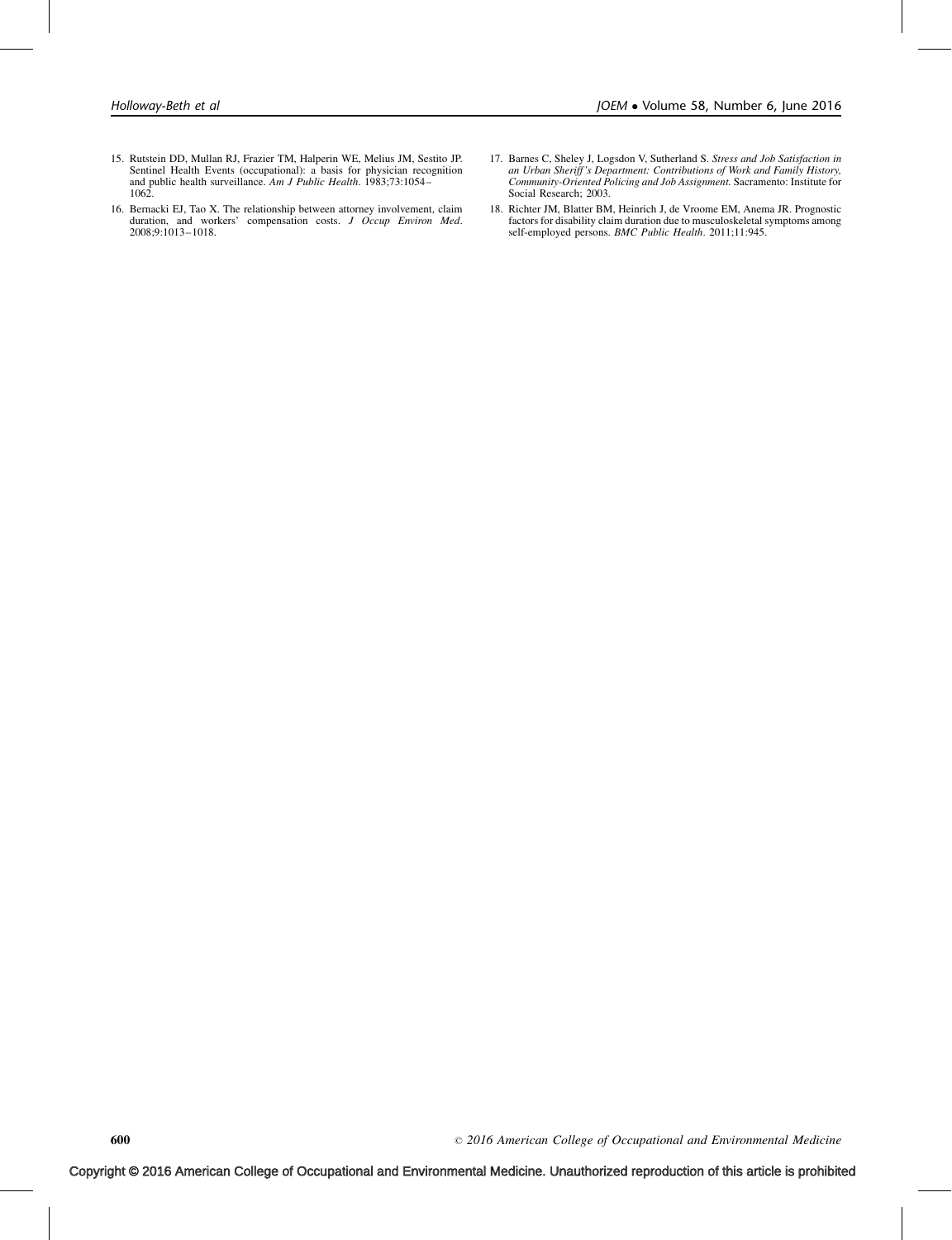15. Rutstein DD, Mullan RJ, Frazier TM, Halperin WE, Melius JM, Sestito JP. Sentinel Health Events (occupational): a basis for physician recognition and public health surveillance. *Am J Public Health*. 1983;73:1054–1062.
16. Bernacki EJ, Tao X. The relationship between attorney involvement, claim duration, and workers' compensation costs. *J Occup Environ Med*. 2008;9:1013–1018.
17. Barnes C, Sheley J, Logsdon V, Sutherland S. *Stress and Job Satisfaction in an Urban Sheriff's Department: Contributions of Work and Family History, Community-Oriented Policing and Job Assignment.* Sacramento: Institute for Social Research; 2003.
18. Richter JM, Blatter BM, Heinrich J, de Vroome EM, Anema JR. Prognostic factors for disability claim duration due to musculoskeletal symptoms among self-employed persons. *BMC Public Health*. 2011;11:945.